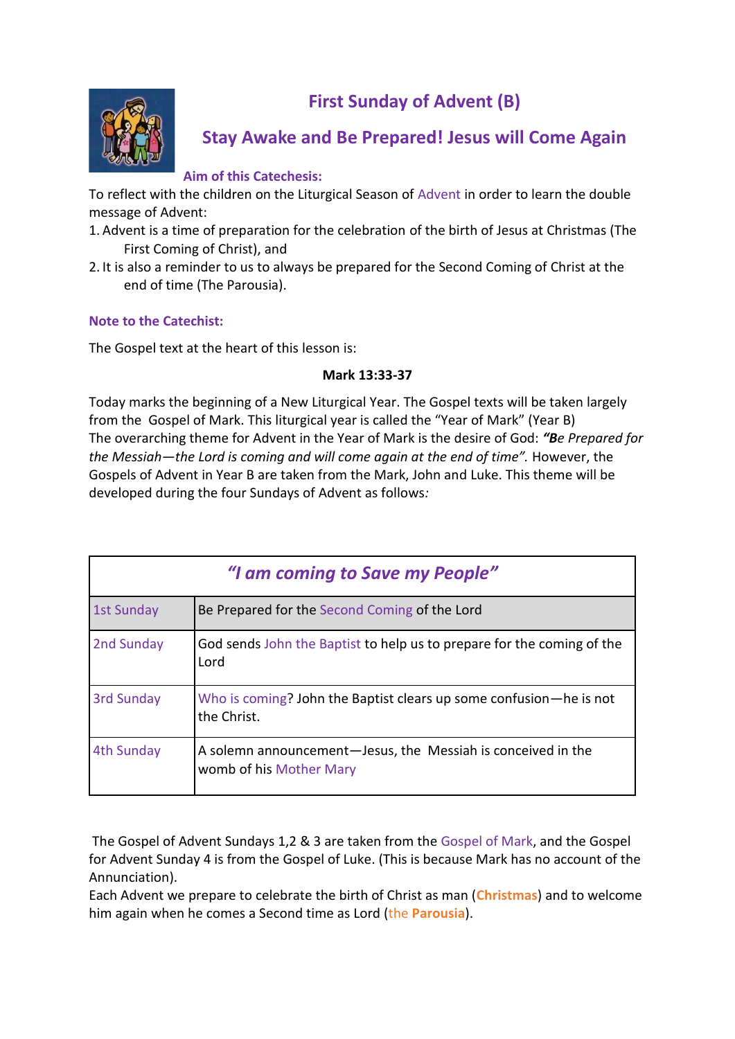# First Sunday of Advent (B)

## Stay Awake and Be Prepared! Jesus will Come Again

### Aim of this Catechesis:

To reflect with the children on the Liturgical Season of Advent in order to learn the double message of Advent:

1. Advent is a time of preparation for the celebration of the birth of Jesus at Christmas (The First Coming of Christ), and
2. It is also a reminder to us to always be prepared for the Second Coming of Christ at the end of time (The Parousia).

### Note to the Catechist:

The Gospel text at the heart of this lesson is:

**Mark 13:33-37**

Today marks the beginning of a New Liturgical Year. The Gospel texts will be taken largely from the Gospel of Mark. This liturgical year is called the "Year of Mark" (Year B)
The overarching theme for Advent in the Year of Mark is the desire of God: ***"Be** Prepared for the Messiah—the Lord is coming and will come again at the end of time".* However, the Gospels of Advent in Year B are taken from the Mark, John and Luke. This theme will be developed during the four Sundays of Advent as follows*:*

| *"I am coming to Save my People"* | |
|---|---|
| 1st Sunday | Be Prepared for the Second Coming of the Lord |
| 2nd Sunday | God sends John the Baptist to help us to prepare for the coming of the Lord |
| 3rd Sunday | Who is coming? John the Baptist clears up some confusion—he is not the Christ. |
| 4th Sunday | A solemn announcement—Jesus, the Messiah is conceived in the womb of his Mother Mary |

The Gospel of Advent Sundays 1,2 & 3 are taken from the Gospel of Mark, and the Gospel for Advent Sunday 4 is from the Gospel of Luke. (This is because Mark has no account of the Annunciation).
Each Advent we prepare to celebrate the birth of Christ as man (**Christmas**) and to welcome him again when he comes a Second time as Lord (the **Parousia**).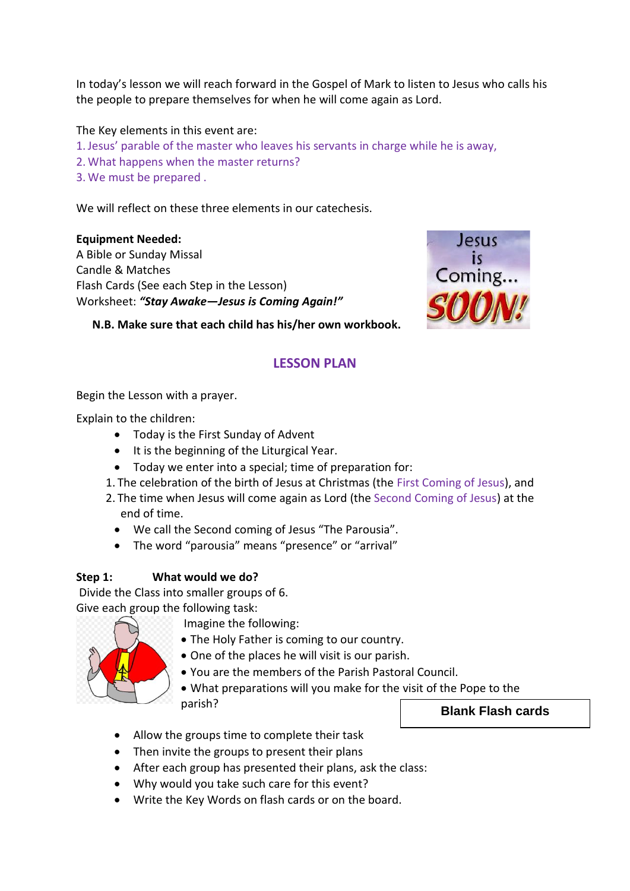In today's lesson we will reach forward in the Gospel of Mark to listen to Jesus who calls his the people to prepare themselves for when he will come again as Lord.

The Key elements in this event are:

1. Jesus' parable of the master who leaves his servants in charge while he is away,
2. What happens when the master returns?
3. We must be prepared .

We will reflect on these three elements in our catechesis.

**Equipment Needed:**
A Bible or Sunday Missal
Candle & Matches
Flash Cards (See each Step in the Lesson)
Worksheet: ***"Stay Awake—Jesus is Coming Again!"***

**N.B. Make sure that each child has his/her own workbook.**

## LESSON PLAN

Begin the Lesson with a prayer.

Explain to the children:

- Today is the First Sunday of Advent
- It is the beginning of the Liturgical Year.
- Today we enter into a special; time of preparation for:

1. The celebration of the birth of Jesus at Christmas (the First Coming of Jesus), and
2. The time when Jesus will come again as Lord (the Second Coming of Jesus) at the end of time.

- We call the Second coming of Jesus "The Parousia".
- The word "parousia" means "presence" or "arrival"

**Step 1: What would we do?**

Divide the Class into smaller groups of 6.
Give each group the following task:

Imagine the following:

- The Holy Father is coming to our country.
- One of the places he will visit is our parish.
- You are the members of the Parish Pastoral Council.
- What preparations will you make for the visit of the Pope to the parish?

**Blank Flash cards**

- Allow the groups time to complete their task
- Then invite the groups to present their plans
- After each group has presented their plans, ask the class:
- Why would you take such care for this event?
- Write the Key Words on flash cards or on the board.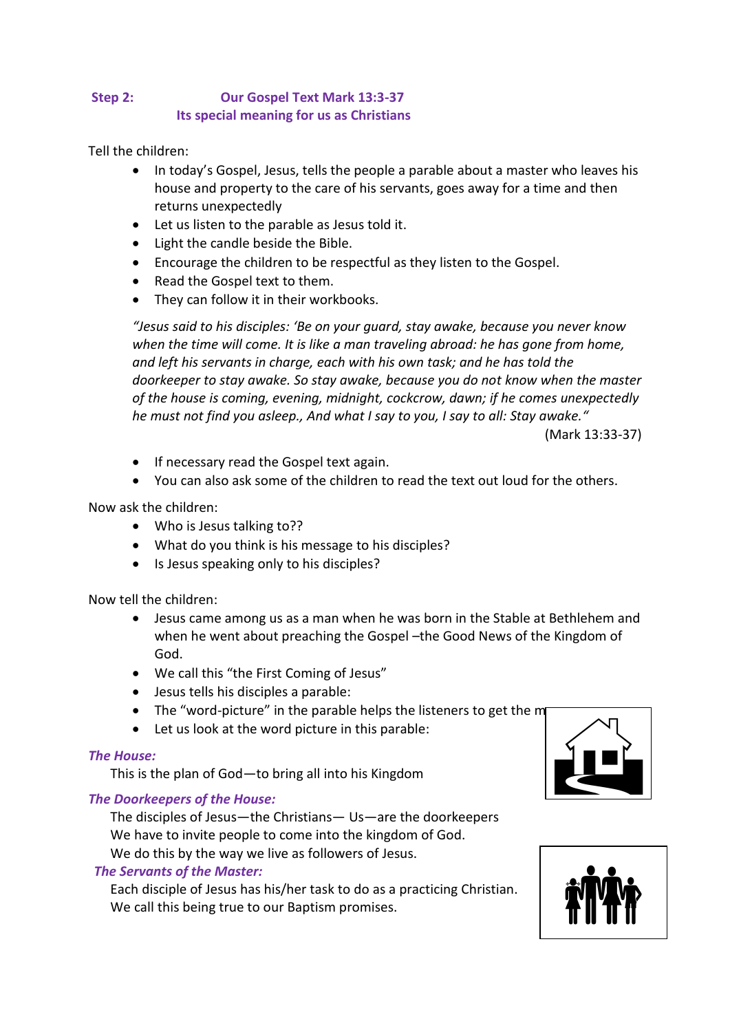**Step 2:** **Our Gospel Text Mark 13:3-37**
**Its special meaning for us as Christians**

Tell the children:

- In today's Gospel, Jesus, tells the people a parable about a master who leaves his house and property to the care of his servants, goes away for a time and then returns unexpectedly
- Let us listen to the parable as Jesus told it.
- Light the candle beside the Bible.
- Encourage the children to be respectful as they listen to the Gospel.
- Read the Gospel text to them.
- They can follow it in their workbooks.

*"Jesus said to his disciples: 'Be on your guard, stay awake, because you never know when the time will come. It is like a man traveling abroad: he has gone from home, and left his servants in charge, each with his own task; and he has told the doorkeeper to stay awake. So stay awake, because you do not know when the master of the house is coming, evening, midnight, cockcrow, dawn; if he comes unexpectedly he must not find you asleep., And what I say to you, I say to all: Stay awake."*

(Mark 13:33-37)

- If necessary read the Gospel text again.
- You can also ask some of the children to read the text out loud for the others.

Now ask the children:

- Who is Jesus talking to??
- What do you think is his message to his disciples?
- Is Jesus speaking only to his disciples?

Now tell the children:

- Jesus came among us as a man when he was born in the Stable at Bethlehem and when he went about preaching the Gospel –the Good News of the Kingdom of God.
- We call this "the First Coming of Jesus"
- Jesus tells his disciples a parable:
- The "word-picture" in the parable helps the listeners to get the m
- Let us look at the word picture in this parable:

***The House:***

This is the plan of God—to bring all into his Kingdom

***The Doorkeepers of the House:***

The disciples of Jesus—the Christians— Us—are the doorkeepers
We have to invite people to come into the kingdom of God.
We do this by the way we live as followers of Jesus.

***The Servants of the Master:***

Each disciple of Jesus has his/her task to do as a practicing Christian.
We call this being true to our Baptism promises.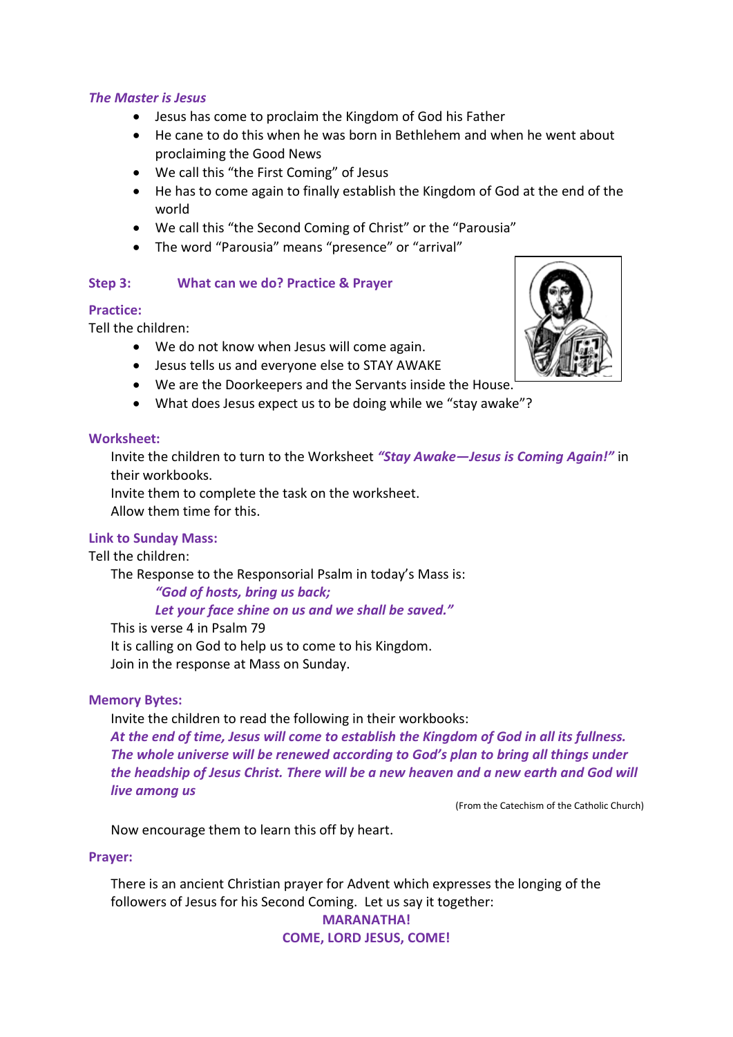### *The Master is Jesus*

- Jesus has come to proclaim the Kingdom of God his Father
- He cane to do this when he was born in Bethlehem and when he went about proclaiming the Good News
- We call this "the First Coming" of Jesus
- He has to come again to finally establish the Kingdom of God at the end of the world
- We call this "the Second Coming of Christ" or the "Parousia"
- The word "Parousia" means "presence" or "arrival"

## Step 3: What can we do? Practice & Prayer

### Practice:

Tell the children:

- We do not know when Jesus will come again.
- Jesus tells us and everyone else to STAY AWAKE
- We are the Doorkeepers and the Servants inside the House.
- What does Jesus expect us to be doing while we "stay awake"?

### Worksheet:

Invite the children to turn to the Worksheet ***"Stay Awake—Jesus is Coming Again!"*** in their workbooks.
Invite them to complete the task on the worksheet.
Allow them time for this.

### Link to Sunday Mass:

Tell the children:

The Response to the Responsorial Psalm in today's Mass is:

***"God of hosts, bring us back;***
***Let your face shine on us and we shall be saved."***

This is verse 4 in Psalm 79
It is calling on God to help us to come to his Kingdom.
Join in the response at Mass on Sunday.

### Memory Bytes:

Invite the children to read the following in their workbooks:

***At the end of time, Jesus will come to establish the Kingdom of God in all its fullness. The whole universe will be renewed according to God's plan to bring all things under the headship of Jesus Christ. There will be a new heaven and a new earth and God will live among us***

(From the Catechism of the Catholic Church)

Now encourage them to learn this off by heart.

### Prayer:

There is an ancient Christian prayer for Advent which expresses the longing of the followers of Jesus for his Second Coming. Let us say it together:

**MARANATHA!**
**COME, LORD JESUS, COME!**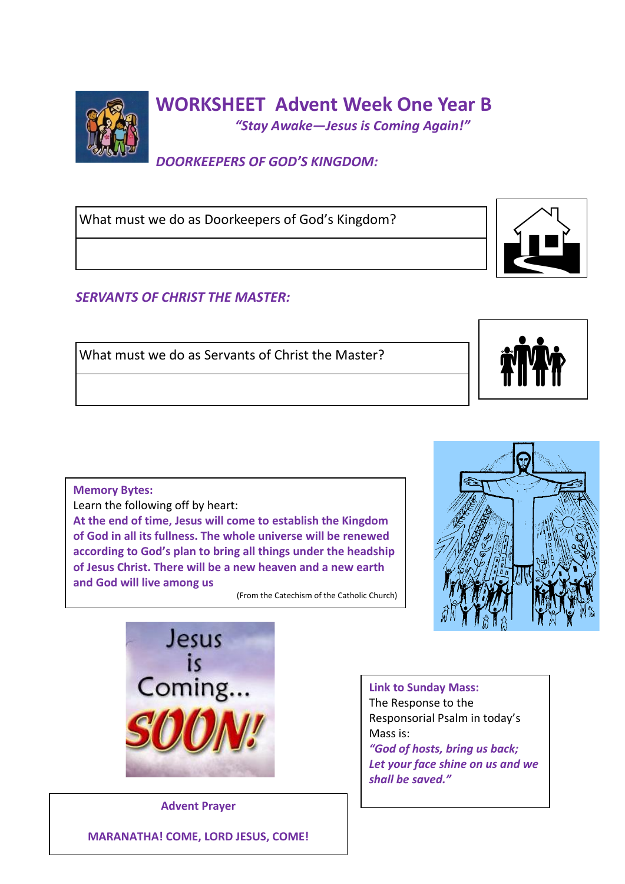# WORKSHEET Advent Week One Year B

*"Stay Awake—Jesus is Coming Again!"*

## *DOORKEEPERS OF GOD'S KINGDOM:*

| What must we do as Doorkeepers of God's Kingdom? |
|---|
| |

## *SERVANTS OF CHRIST THE MASTER:*

| What must we do as Servants of Christ the Master? |
|---|
| |

**Memory Bytes:**

Learn the following off by heart:

**At the end of time, Jesus will come to establish the Kingdom of God in all its fullness. The whole universe will be renewed according to God's plan to bring all things under the headship of Jesus Christ. There will be a new heaven and a new earth and God will live among us**

(From the Catechism of the Catholic Church)

Jesus is Coming... SOON!

**Link to Sunday Mass:**

The Response to the Responsorial Psalm in today's Mass is:

***"God of hosts, bring us back; Let your face shine on us and we shall be saved."***

**Advent Prayer**

**MARANATHA! COME, LORD JESUS, COME!**